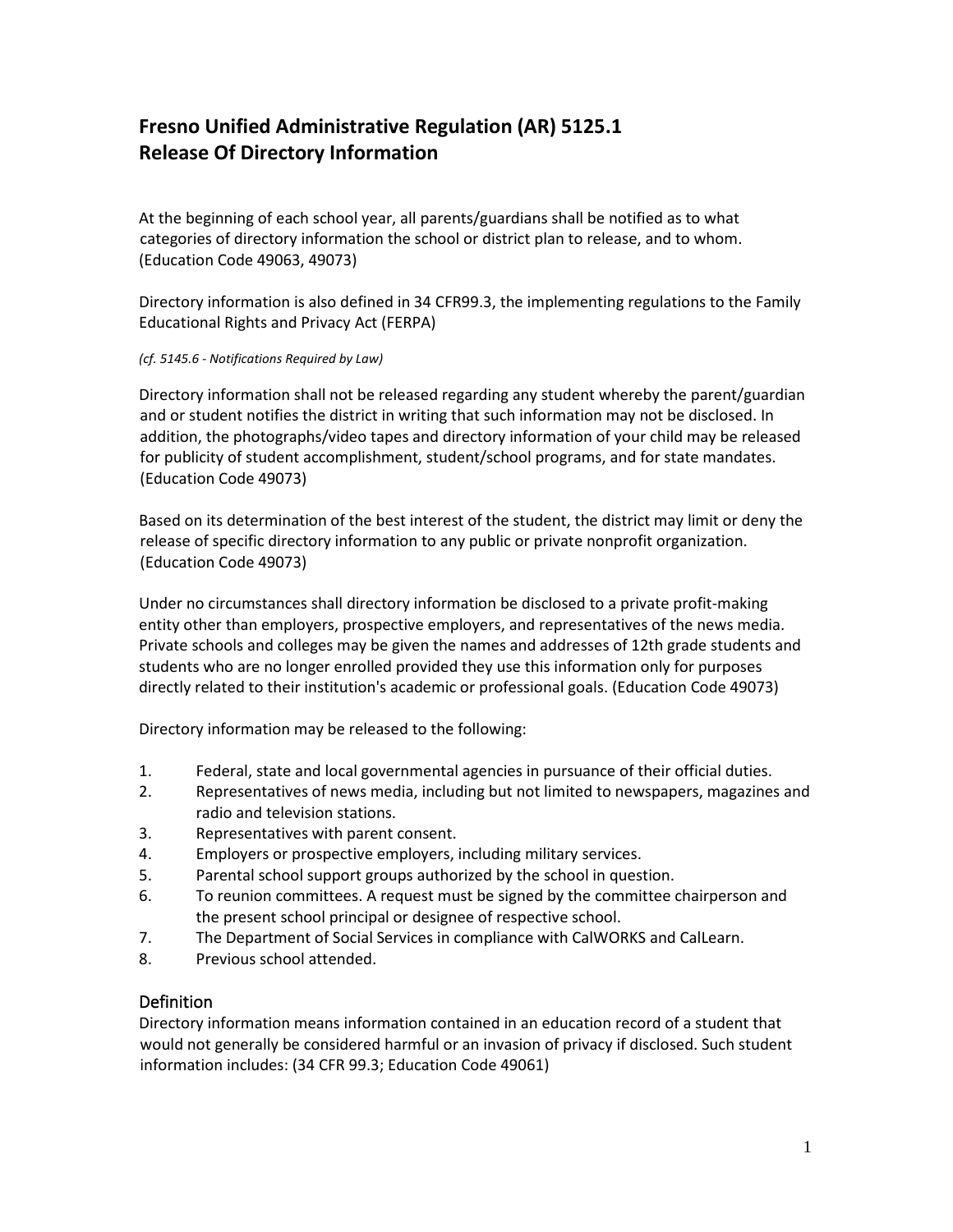# Fresno Unified Administrative Regulation (AR) 5125.1
# Release Of Directory Information

At the beginning of each school year, all parents/guardians shall be notified as to what categories of directory information the school or district plan to release, and to whom. (Education Code 49063, 49073)

Directory information is also defined in 34 CFR99.3, the implementing regulations to the Family Educational Rights and Privacy Act (FERPA)

*(cf. 5145.6 - Notifications Required by Law)*

Directory information shall not be released regarding any student whereby the parent/guardian and or student notifies the district in writing that such information may not be disclosed. In addition, the photographs/video tapes and directory information of your child may be released for publicity of student accomplishment, student/school programs, and for state mandates. (Education Code 49073)

Based on its determination of the best interest of the student, the district may limit or deny the release of specific directory information to any public or private nonprofit organization. (Education Code 49073)

Under no circumstances shall directory information be disclosed to a private profit-making entity other than employers, prospective employers, and representatives of the news media. Private schools and colleges may be given the names and addresses of 12th grade students and students who are no longer enrolled provided they use this information only for purposes directly related to their institution's academic or professional goals. (Education Code 49073)

Directory information may be released to the following:

1. Federal, state and local governmental agencies in pursuance of their official duties.
2. Representatives of news media, including but not limited to newspapers, magazines and radio and television stations.
3. Representatives with parent consent.
4. Employers or prospective employers, including military services.
5. Parental school support groups authorized by the school in question.
6. To reunion committees. A request must be signed by the committee chairperson and the present school principal or designee of respective school.
7. The Department of Social Services in compliance with CalWORKS and CalLearn.
8. Previous school attended.

## Definition

Directory information means information contained in an education record of a student that would not generally be considered harmful or an invasion of privacy if disclosed. Such student information includes: (34 CFR 99.3; Education Code 49061)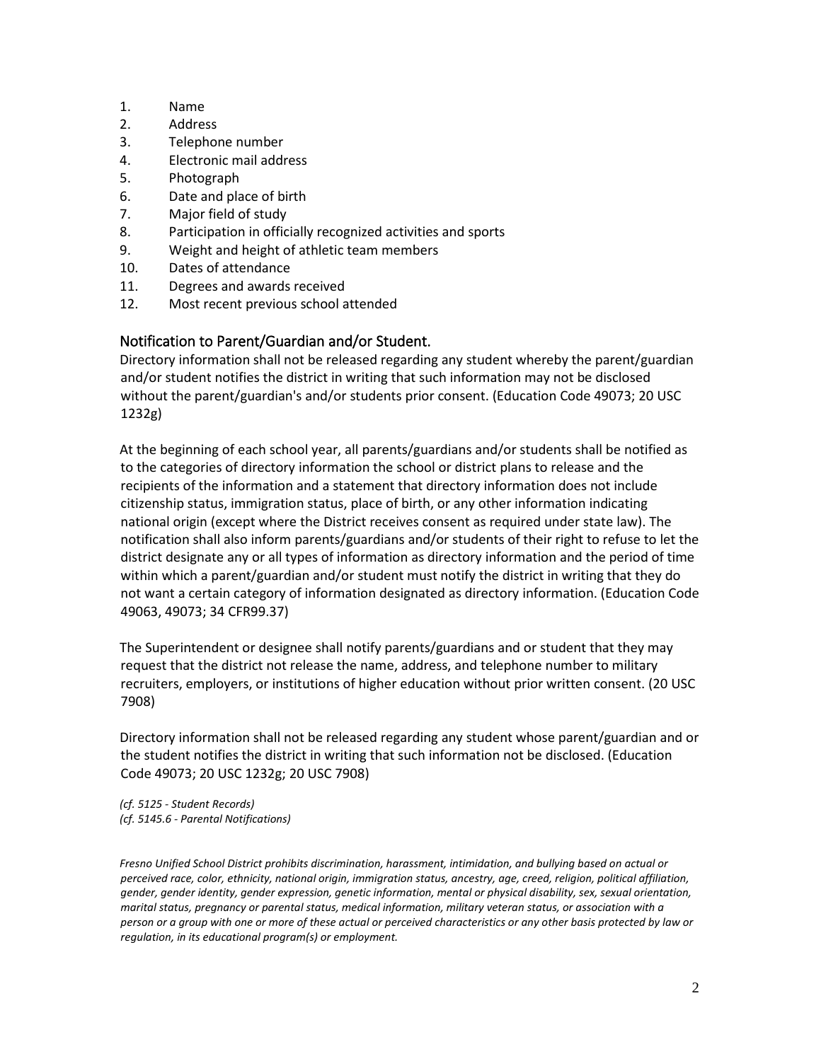1. Name
2. Address
3. Telephone number
4. Electronic mail address
5. Photograph
6. Date and place of birth
7. Major field of study
8. Participation in officially recognized activities and sports
9. Weight and height of athletic team members
10. Dates of attendance
11. Degrees and awards received
12. Most recent previous school attended

## Notification to Parent/Guardian and/or Student.

Directory information shall not be released regarding any student whereby the parent/guardian and/or student notifies the district in writing that such information may not be disclosed without the parent/guardian's and/or students prior consent. (Education Code 49073; 20 USC 1232g)

At the beginning of each school year, all parents/guardians and/or students shall be notified as to the categories of directory information the school or district plans to release and the recipients of the information and a statement that directory information does not include citizenship status, immigration status, place of birth, or any other information indicating national origin (except where the District receives consent as required under state law). The notification shall also inform parents/guardians and/or students of their right to refuse to let the district designate any or all types of information as directory information and the period of time within which a parent/guardian and/or student must notify the district in writing that they do not want a certain category of information designated as directory information. (Education Code 49063, 49073; 34 CFR99.37)

The Superintendent or designee shall notify parents/guardians and or student that they may request that the district not release the name, address, and telephone number to military recruiters, employers, or institutions of higher education without prior written consent. (20 USC 7908)

Directory information shall not be released regarding any student whose parent/guardian and or the student notifies the district in writing that such information not be disclosed. (Education Code 49073; 20 USC 1232g; 20 USC 7908)

*(cf. 5125 - Student Records)*
*(cf. 5145.6 - Parental Notifications)*

*Fresno Unified School District prohibits discrimination, harassment, intimidation, and bullying based on actual or perceived race, color, ethnicity, national origin, immigration status, ancestry, age, creed, religion, political affiliation, gender, gender identity, gender expression, genetic information, mental or physical disability, sex, sexual orientation, marital status, pregnancy or parental status, medical information, military veteran status, or association with a person or a group with one or more of these actual or perceived characteristics or any other basis protected by law or regulation, in its educational program(s) or employment.*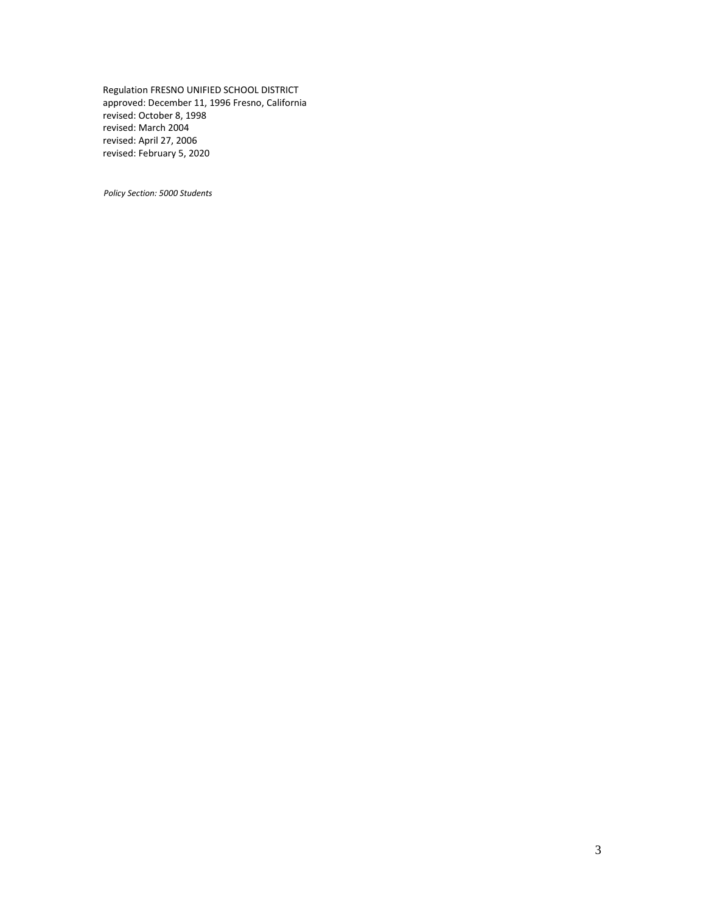Regulation FRESNO UNIFIED SCHOOL DISTRICT
approved: December 11, 1996 Fresno, California
revised: October 8, 1998
revised: March 2004
revised: April 27, 2006
revised: February 5, 2020

*Policy Section: 5000 Students*